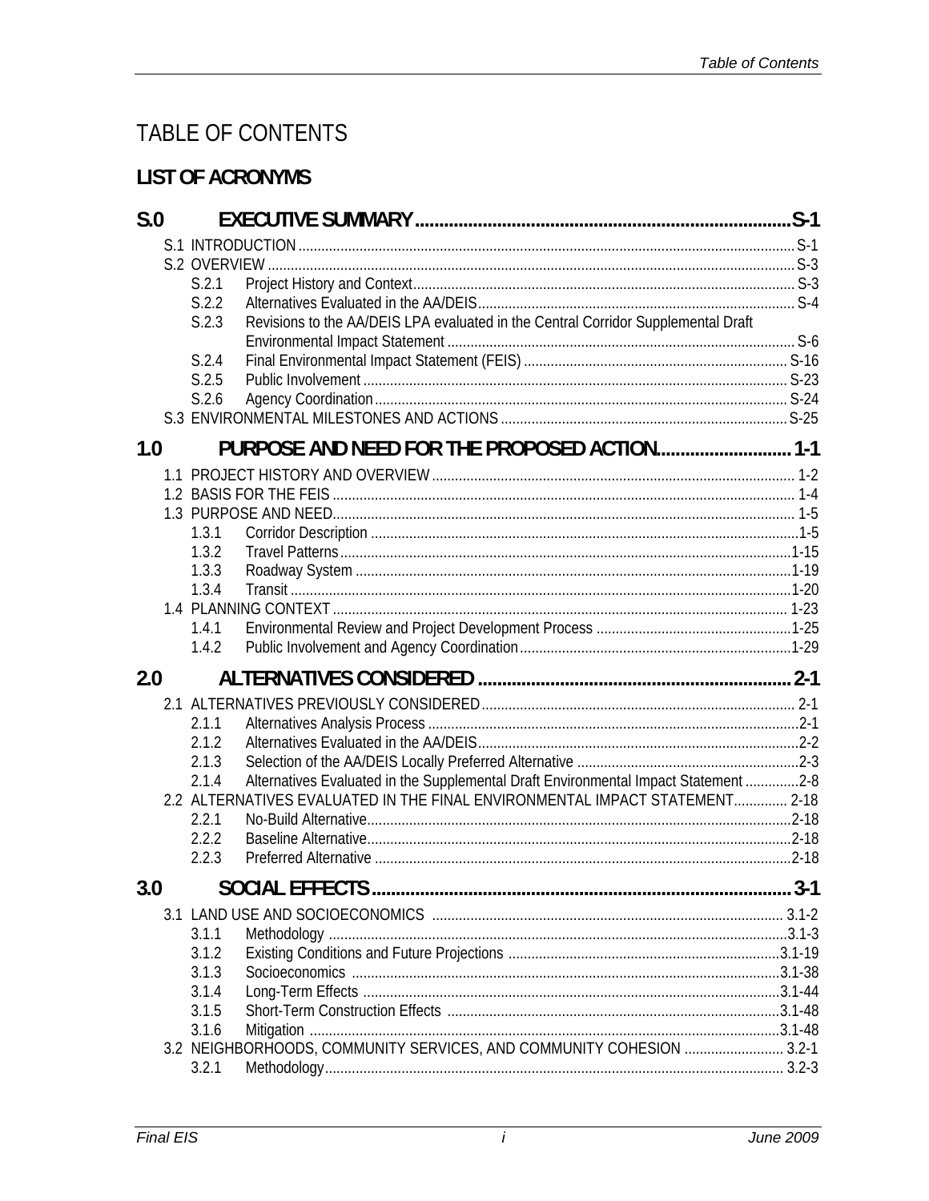# TABLE OF CONTENTS

## LIST OF ACRONYMS

## S.0 EXECUTIVE SUMMARY ........ S-1

- S.1 INTRODUCTION ........ S-1
- S.2 OVERVIEW ........ S-3
  - S.2.1 Project History and Context ........ S-3
  - S.2.2 Alternatives Evaluated in the AA/DEIS ........ S-4
  - S.2.3 Revisions to the AA/DEIS LPA evaluated in the Central Corridor Supplemental Draft Environmental Impact Statement ........ S-6
  - S.2.4 Final Environmental Impact Statement (FEIS) ........ S-16
  - S.2.5 Public Involvement ........ S-23
  - S.2.6 Agency Coordination ........ S-24
- S.3 ENVIRONMENTAL MILESTONES AND ACTIONS ........ S-25

## 1.0 PURPOSE AND NEED FOR THE PROPOSED ACTION ........ 1-1

- 1.1 PROJECT HISTORY AND OVERVIEW ........ 1-2
- 1.2 BASIS FOR THE FEIS ........ 1-4
- 1.3 PURPOSE AND NEED ........ 1-5
  - 1.3.1 Corridor Description ........ 1-5
  - 1.3.2 Travel Patterns ........ 1-15
  - 1.3.3 Roadway System ........ 1-19
  - 1.3.4 Transit ........ 1-20
- 1.4 PLANNING CONTEXT ........ 1-23
  - 1.4.1 Environmental Review and Project Development Process ........ 1-25
  - 1.4.2 Public Involvement and Agency Coordination ........ 1-29

## 2.0 ALTERNATIVES CONSIDERED ........ 2-1

- 2.1 ALTERNATIVES PREVIOUSLY CONSIDERED ........ 2-1
  - 2.1.1 Alternatives Analysis Process ........ 2-1
  - 2.1.2 Alternatives Evaluated in the AA/DEIS ........ 2-2
  - 2.1.3 Selection of the AA/DEIS Locally Preferred Alternative ........ 2-3
  - 2.1.4 Alternatives Evaluated in the Supplemental Draft Environmental Impact Statement ........ 2-8
- 2.2 ALTERNATIVES EVALUATED IN THE FINAL ENVIRONMENTAL IMPACT STATEMENT ........ 2-18
  - 2.2.1 No-Build Alternative ........ 2-18
  - 2.2.2 Baseline Alternative ........ 2-18
  - 2.2.3 Preferred Alternative ........ 2-18

## 3.0 SOCIAL EFFECTS ........ 3-1

- 3.1 LAND USE AND SOCIOECONOMICS ........ 3.1-2
  - 3.1.1 Methodology ........ 3.1-3
  - 3.1.2 Existing Conditions and Future Projections ........ 3.1-19
  - 3.1.3 Socioeconomics ........ 3.1-38
  - 3.1.4 Long-Term Effects ........ 3.1-44
  - 3.1.5 Short-Term Construction Effects ........ 3.1-48
  - 3.1.6 Mitigation ........ 3.1-48
- 3.2 NEIGHBORHOODS, COMMUNITY SERVICES, AND COMMUNITY COHESION ........ 3.2-1
  - 3.2.1 Methodology ........ 3.2-3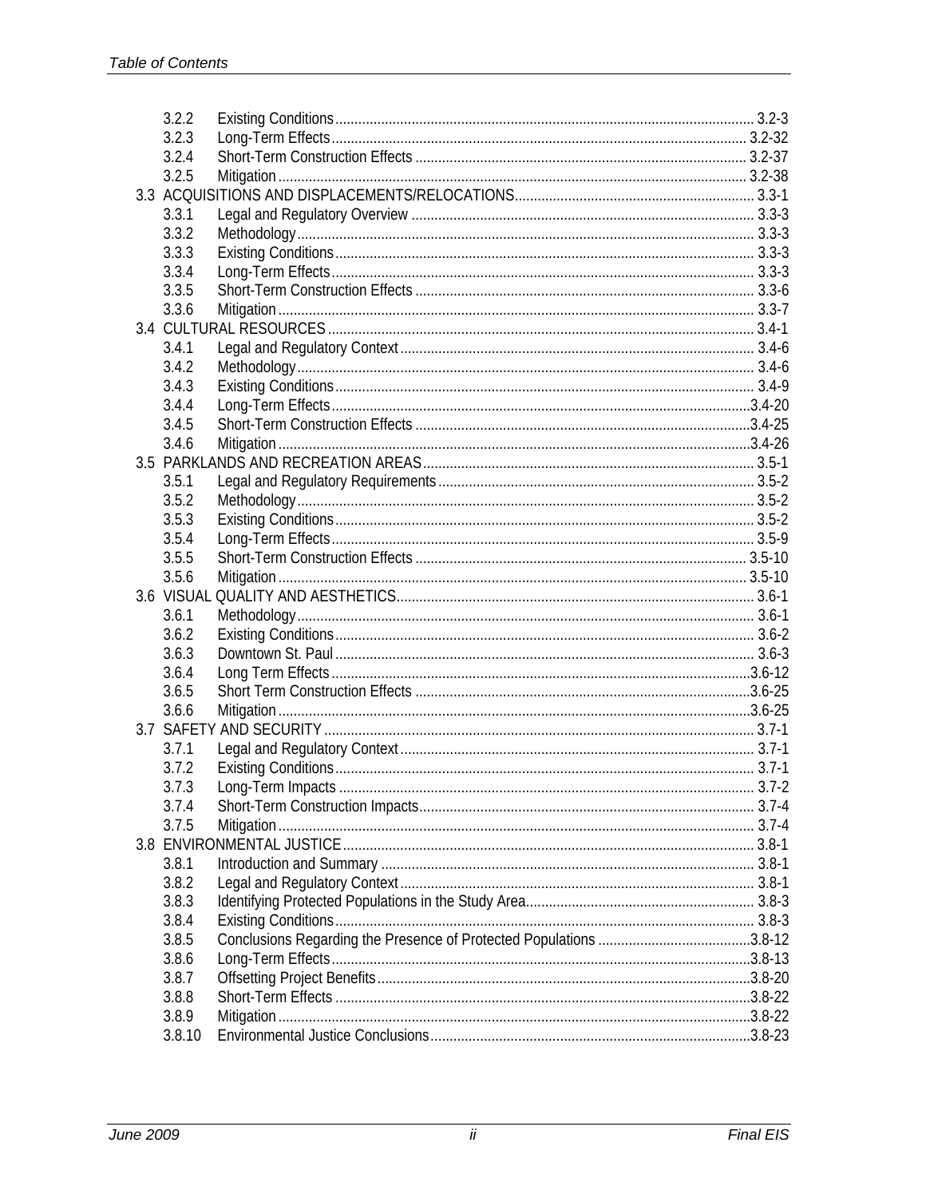| | | |
|---|---|---|
| 3.2.2 | Existing Conditions | 3.2-3 |
| 3.2.3 | Long-Term Effects | 3.2-32 |
| 3.2.4 | Short-Term Construction Effects | 3.2-37 |
| 3.2.5 | Mitigation | 3.2-38 |
| 3.3 | ACQUISITIONS AND DISPLACEMENTS/RELOCATIONS | 3.3-1 |
| 3.3.1 | Legal and Regulatory Overview | 3.3-3 |
| 3.3.2 | Methodology | 3.3-3 |
| 3.3.3 | Existing Conditions | 3.3-3 |
| 3.3.4 | Long-Term Effects | 3.3-3 |
| 3.3.5 | Short-Term Construction Effects | 3.3-6 |
| 3.3.6 | Mitigation | 3.3-7 |
| 3.4 | CULTURAL RESOURCES | 3.4-1 |
| 3.4.1 | Legal and Regulatory Context | 3.4-6 |
| 3.4.2 | Methodology | 3.4-6 |
| 3.4.3 | Existing Conditions | 3.4-9 |
| 3.4.4 | Long-Term Effects | 3.4-20 |
| 3.4.5 | Short-Term Construction Effects | 3.4-25 |
| 3.4.6 | Mitigation | 3.4-26 |
| 3.5 | PARKLANDS AND RECREATION AREAS | 3.5-1 |
| 3.5.1 | Legal and Regulatory Requirements | 3.5-2 |
| 3.5.2 | Methodology | 3.5-2 |
| 3.5.3 | Existing Conditions | 3.5-2 |
| 3.5.4 | Long-Term Effects | 3.5-9 |
| 3.5.5 | Short-Term Construction Effects | 3.5-10 |
| 3.5.6 | Mitigation | 3.5-10 |
| 3.6 | VISUAL QUALITY AND AESTHETICS | 3.6-1 |
| 3.6.1 | Methodology | 3.6-1 |
| 3.6.2 | Existing Conditions | 3.6-2 |
| 3.6.3 | Downtown St. Paul | 3.6-3 |
| 3.6.4 | Long Term Effects | 3.6-12 |
| 3.6.5 | Short Term Construction Effects | 3.6-25 |
| 3.6.6 | Mitigation | 3.6-25 |
| 3.7 | SAFETY AND SECURITY | 3.7-1 |
| 3.7.1 | Legal and Regulatory Context | 3.7-1 |
| 3.7.2 | Existing Conditions | 3.7-1 |
| 3.7.3 | Long-Term Impacts | 3.7-2 |
| 3.7.4 | Short-Term Construction Impacts | 3.7-4 |
| 3.7.5 | Mitigation | 3.7-4 |
| 3.8 | ENVIRONMENTAL JUSTICE | 3.8-1 |
| 3.8.1 | Introduction and Summary | 3.8-1 |
| 3.8.2 | Legal and Regulatory Context | 3.8-1 |
| 3.8.3 | Identifying Protected Populations in the Study Area | 3.8-3 |
| 3.8.4 | Existing Conditions | 3.8-3 |
| 3.8.5 | Conclusions Regarding the Presence of Protected Populations | 3.8-12 |
| 3.8.6 | Long-Term Effects | 3.8-13 |
| 3.8.7 | Offsetting Project Benefits | 3.8-20 |
| 3.8.8 | Short-Term Effects | 3.8-22 |
| 3.8.9 | Mitigation | 3.8-22 |
| 3.8.10 | Environmental Justice Conclusions | 3.8-23 |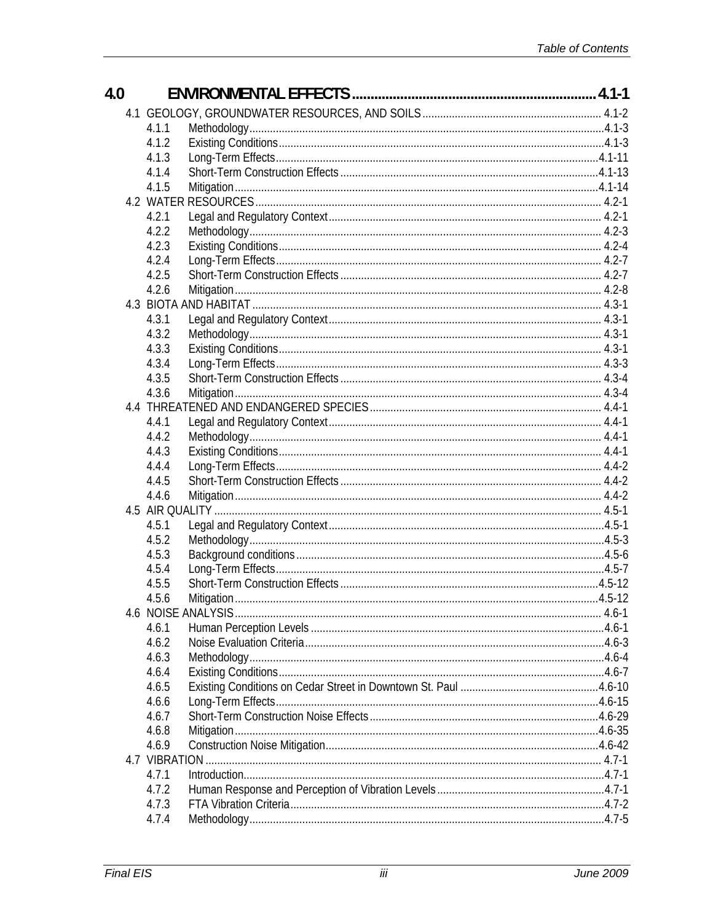# 4.0 ENVIRONMENTAL EFFECTS ................................................................. 4.1-1

4.1 GEOLOGY, GROUNDWATER RESOURCES, AND SOILS ............................................................ 4.1-2
- 4.1.1 Methodology ........................................................................................................4.1-3
- 4.1.2 Existing Conditions ..............................................................................................4.1-3
- 4.1.3 Long-Term Effects ...............................................................................................4.1-11
- 4.1.4 Short-Term Construction Effects .........................................................................4.1-13
- 4.1.5 Mitigation ............................................................................................................4.1-14

4.2 WATER RESOURCES ..................................................................................................... 4.2-1
- 4.2.1 Legal and Regulatory Context ............................................................................. 4.2-1
- 4.2.2 Methodology ....................................................................................................... 4.2-3
- 4.2.3 Existing Conditions ............................................................................................. 4.2-4
- 4.2.4 Long-Term Effects .............................................................................................. 4.2-7
- 4.2.5 Short-Term Construction Effects ......................................................................... 4.2-7
- 4.2.6 Mitigation ............................................................................................................ 4.2-8

4.3 BIOTA AND HABITAT ..................................................................................................... 4.3-1
- 4.3.1 Legal and Regulatory Context ............................................................................. 4.3-1
- 4.3.2 Methodology ....................................................................................................... 4.3-1
- 4.3.3 Existing Conditions ............................................................................................. 4.3-1
- 4.3.4 Long-Term Effects .............................................................................................. 4.3-3
- 4.3.5 Short-Term Construction Effects ......................................................................... 4.3-4
- 4.3.6 Mitigation ............................................................................................................ 4.3-4

4.4 THREATENED AND ENDANGERED SPECIES .............................................................. 4.4-1
- 4.4.1 Legal and Regulatory Context ............................................................................. 4.4-1
- 4.4.2 Methodology ....................................................................................................... 4.4-1
- 4.4.3 Existing Conditions ............................................................................................. 4.4-1
- 4.4.4 Long-Term Effects .............................................................................................. 4.4-2
- 4.4.5 Short-Term Construction Effects ......................................................................... 4.4-2
- 4.4.6 Mitigation ............................................................................................................ 4.4-2

4.5 AIR QUALITY .................................................................................................................. 4.5-1
- 4.5.1 Legal and Regulatory Context .............................................................................4.5-1
- 4.5.2 Methodology ........................................................................................................4.5-3
- 4.5.3 Background conditions .........................................................................................4.5-6
- 4.5.4 Long-Term Effects ...............................................................................................4.5-7
- 4.5.5 Short-Term Construction Effects .........................................................................4.5-12
- 4.5.6 Mitigation ............................................................................................................4.5-12

4.6 NOISE ANALYSIS ........................................................................................................... 4.6-1
- 4.6.1 Human Perception Levels ....................................................................................4.6-1
- 4.6.2 Noise Evaluation Criteria ......................................................................................4.6-3
- 4.6.3 Methodology ........................................................................................................4.6-4
- 4.6.4 Existing Conditions ..............................................................................................4.6-7
- 4.6.5 Existing Conditions on Cedar Street in Downtown St. Paul ................................4.6-10
- 4.6.6 Long-Term Effects ...............................................................................................4.6-15
- 4.6.7 Short-Term Construction Noise Effects ...............................................................4.6-29
- 4.6.8 Mitigation ............................................................................................................4.6-35
- 4.6.9 Construction Noise Mitigation ..............................................................................4.6-42

4.7 VIBRATION ..................................................................................................................... 4.7-1
- 4.7.1 Introduction ..........................................................................................................4.7-1
- 4.7.2 Human Response and Perception of Vibration Levels ........................................4.7-1
- 4.7.3 FTA Vibration Criteria ...........................................................................................4.7-2
- 4.7.4 Methodology ........................................................................................................4.7-5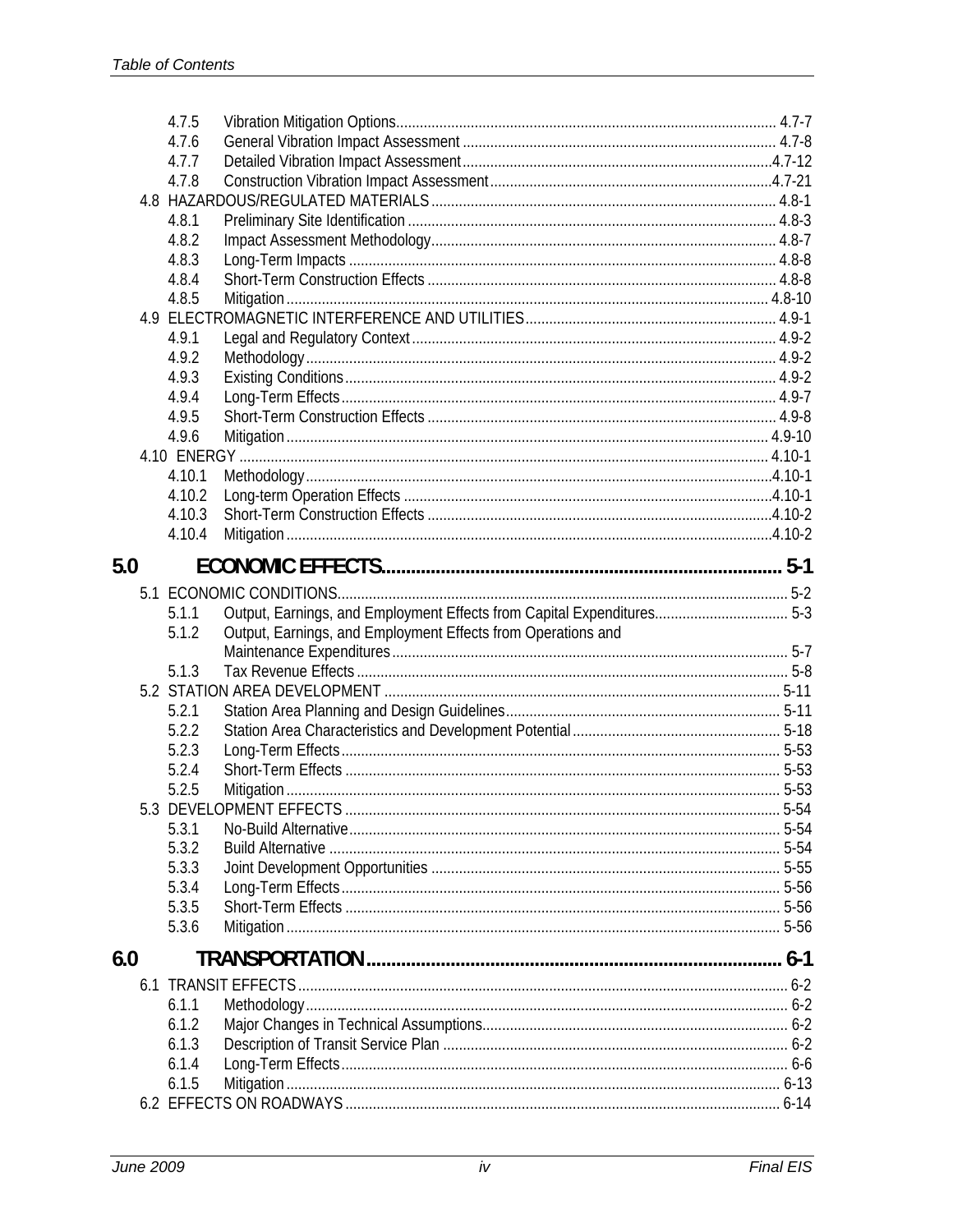- 4.7.5 Vibration Mitigation Options .......... 4.7-7
- 4.7.6 General Vibration Impact Assessment .......... 4.7-8
- 4.7.7 Detailed Vibration Impact Assessment .......... 4.7-12
- 4.7.8 Construction Vibration Impact Assessment .......... 4.7-21

4.8 HAZARDOUS/REGULATED MATERIALS .......... 4.8-1

- 4.8.1 Preliminary Site Identification .......... 4.8-3
- 4.8.2 Impact Assessment Methodology .......... 4.8-7
- 4.8.3 Long-Term Impacts .......... 4.8-8
- 4.8.4 Short-Term Construction Effects .......... 4.8-8
- 4.8.5 Mitigation .......... 4.8-10

4.9 ELECTROMAGNETIC INTERFERENCE AND UTILITIES .......... 4.9-1

- 4.9.1 Legal and Regulatory Context .......... 4.9-2
- 4.9.2 Methodology .......... 4.9-2
- 4.9.3 Existing Conditions .......... 4.9-2
- 4.9.4 Long-Term Effects .......... 4.9-7
- 4.9.5 Short-Term Construction Effects .......... 4.9-8
- 4.9.6 Mitigation .......... 4.9-10

4.10 ENERGY .......... 4.10-1

- 4.10.1 Methodology .......... 4.10-1
- 4.10.2 Long-term Operation Effects .......... 4.10-1
- 4.10.3 Short-Term Construction Effects .......... 4.10-2
- 4.10.4 Mitigation .......... 4.10-2

## 5.0 ECONOMIC EFFECTS .......... 5-1

5.1 ECONOMIC CONDITIONS .......... 5-2

- 5.1.1 Output, Earnings, and Employment Effects from Capital Expenditures .......... 5-3
- 5.1.2 Output, Earnings, and Employment Effects from Operations and Maintenance Expenditures .......... 5-7
- 5.1.3 Tax Revenue Effects .......... 5-8

5.2 STATION AREA DEVELOPMENT .......... 5-11

- 5.2.1 Station Area Planning and Design Guidelines .......... 5-11
- 5.2.2 Station Area Characteristics and Development Potential .......... 5-18
- 5.2.3 Long-Term Effects .......... 5-53
- 5.2.4 Short-Term Effects .......... 5-53
- 5.2.5 Mitigation .......... 5-53

5.3 DEVELOPMENT EFFECTS .......... 5-54

- 5.3.1 No-Build Alternative .......... 5-54
- 5.3.2 Build Alternative .......... 5-54
- 5.3.3 Joint Development Opportunities .......... 5-55
- 5.3.4 Long-Term Effects .......... 5-56
- 5.3.5 Short-Term Effects .......... 5-56
- 5.3.6 Mitigation .......... 5-56

## 6.0 TRANSPORTATION .......... 6-1

6.1 TRANSIT EFFECTS .......... 6-2

- 6.1.1 Methodology .......... 6-2
- 6.1.2 Major Changes in Technical Assumptions .......... 6-2
- 6.1.3 Description of Transit Service Plan .......... 6-2
- 6.1.4 Long-Term Effects .......... 6-6
- 6.1.5 Mitigation .......... 6-13

6.2 EFFECTS ON ROADWAYS .......... 6-14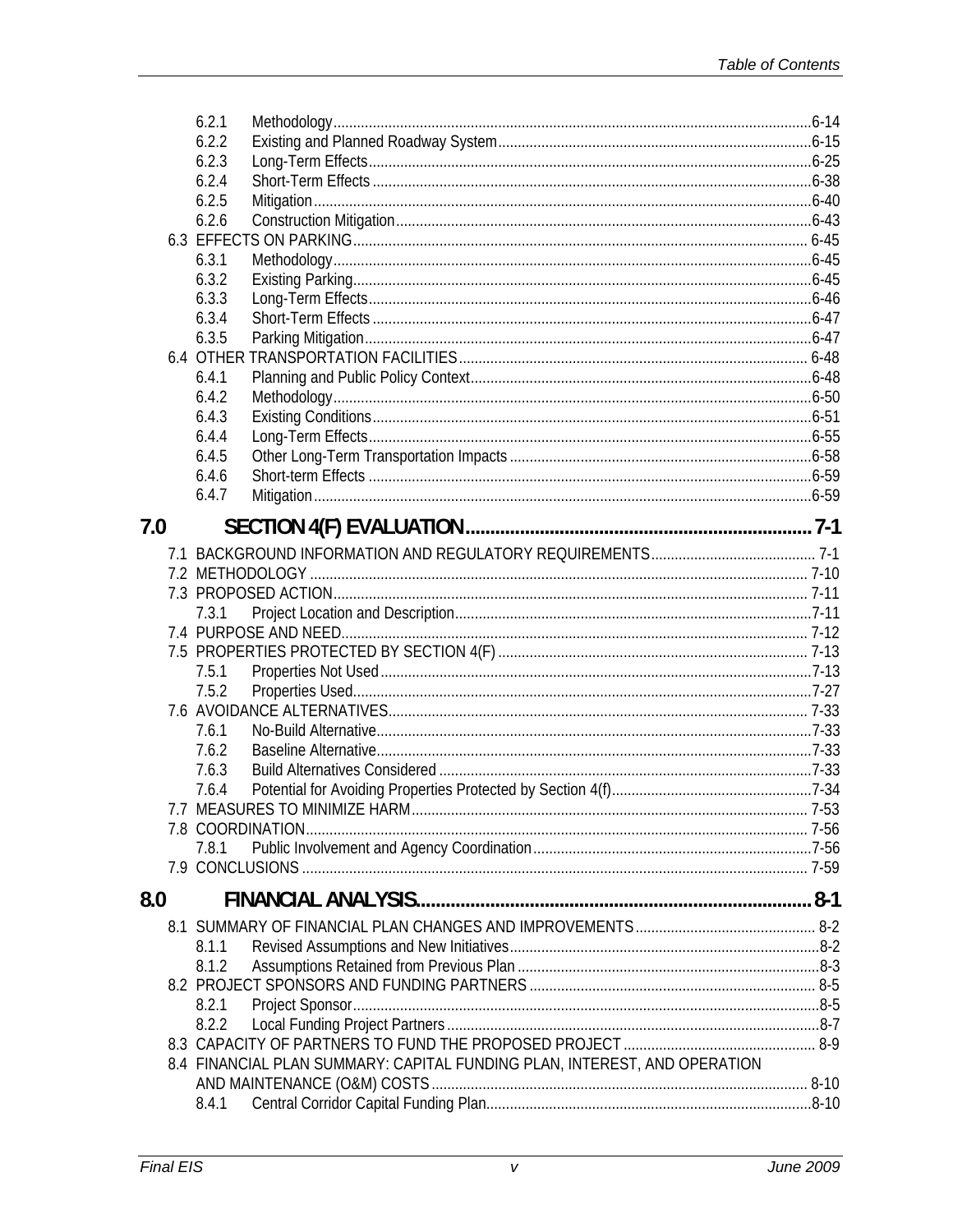6.2.1 Methodology ......................................................... 6-14
6.2.2 Existing and Planned Roadway System ......................................................... 6-15
6.2.3 Long-Term Effects ......................................................... 6-25
6.2.4 Short-Term Effects ......................................................... 6-38
6.2.5 Mitigation ......................................................... 6-40
6.2.6 Construction Mitigation ......................................................... 6-43
6.3 EFFECTS ON PARKING ......................................................... 6-45
6.3.1 Methodology ......................................................... 6-45
6.3.2 Existing Parking ......................................................... 6-45
6.3.3 Long-Term Effects ......................................................... 6-46
6.3.4 Short-Term Effects ......................................................... 6-47
6.3.5 Parking Mitigation ......................................................... 6-47
6.4 OTHER TRANSPORTATION FACILITIES ......................................................... 6-48
6.4.1 Planning and Public Policy Context ......................................................... 6-48
6.4.2 Methodology ......................................................... 6-50
6.4.3 Existing Conditions ......................................................... 6-51
6.4.4 Long-Term Effects ......................................................... 6-55
6.4.5 Other Long-Term Transportation Impacts ......................................................... 6-58
6.4.6 Short-term Effects ......................................................... 6-59
6.4.7 Mitigation ......................................................... 6-59

## 7.0 SECTION 4(F) EVALUATION ......................................................... 7-1

7.1 BACKGROUND INFORMATION AND REGULATORY REQUIREMENTS ......................................................... 7-1
7.2 METHODOLOGY ......................................................... 7-10
7.3 PROPOSED ACTION ......................................................... 7-11
7.3.1 Project Location and Description ......................................................... 7-11
7.4 PURPOSE AND NEED ......................................................... 7-12
7.5 PROPERTIES PROTECTED BY SECTION 4(F) ......................................................... 7-13
7.5.1 Properties Not Used ......................................................... 7-13
7.5.2 Properties Used ......................................................... 7-27
7.6 AVOIDANCE ALTERNATIVES ......................................................... 7-33
7.6.1 No-Build Alternative ......................................................... 7-33
7.6.2 Baseline Alternative ......................................................... 7-33
7.6.3 Build Alternatives Considered ......................................................... 7-33
7.6.4 Potential for Avoiding Properties Protected by Section 4(f) ......................................................... 7-34
7.7 MEASURES TO MINIMIZE HARM ......................................................... 7-53
7.8 COORDINATION ......................................................... 7-56
7.8.1 Public Involvement and Agency Coordination ......................................................... 7-56
7.9 CONCLUSIONS ......................................................... 7-59

## 8.0 FINANCIAL ANALYSIS ......................................................... 8-1

8.1 SUMMARY OF FINANCIAL PLAN CHANGES AND IMPROVEMENTS ......................................................... 8-2
8.1.1 Revised Assumptions and New Initiatives ......................................................... 8-2
8.1.2 Assumptions Retained from Previous Plan ......................................................... 8-3
8.2 PROJECT SPONSORS AND FUNDING PARTNERS ......................................................... 8-5
8.2.1 Project Sponsor ......................................................... 8-5
8.2.2 Local Funding Project Partners ......................................................... 8-7
8.3 CAPACITY OF PARTNERS TO FUND THE PROPOSED PROJECT ......................................................... 8-9
8.4 FINANCIAL PLAN SUMMARY: CAPITAL FUNDING PLAN, INTEREST, AND OPERATION AND MAINTENANCE (O&M) COSTS ......................................................... 8-10
8.4.1 Central Corridor Capital Funding Plan ......................................................... 8-10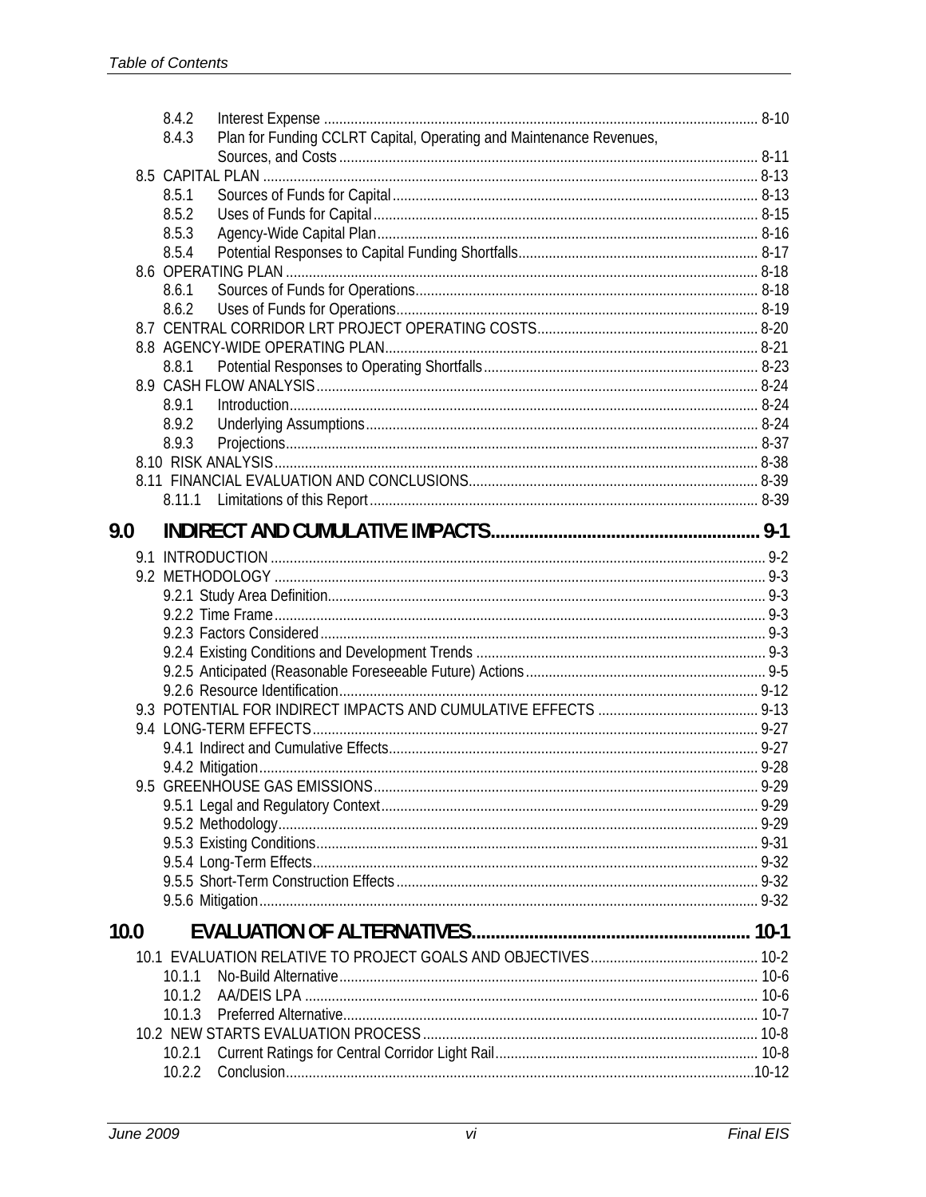8.4.2 Interest Expense ........ 8-10
8.4.3 Plan for Funding CCLRT Capital, Operating and Maintenance Revenues, Sources, and Costs ........ 8-11

8.5 CAPITAL PLAN ........ 8-13
8.5.1 Sources of Funds for Capital ........ 8-13
8.5.2 Uses of Funds for Capital ........ 8-15
8.5.3 Agency-Wide Capital Plan ........ 8-16
8.5.4 Potential Responses to Capital Funding Shortfalls ........ 8-17

8.6 OPERATING PLAN ........ 8-18
8.6.1 Sources of Funds for Operations ........ 8-18
8.6.2 Uses of Funds for Operations ........ 8-19

8.7 CENTRAL CORRIDOR LRT PROJECT OPERATING COSTS ........ 8-20

8.8 AGENCY-WIDE OPERATING PLAN ........ 8-21
8.8.1 Potential Responses to Operating Shortfalls ........ 8-23

8.9 CASH FLOW ANALYSIS ........ 8-24
8.9.1 Introduction ........ 8-24
8.9.2 Underlying Assumptions ........ 8-24
8.9.3 Projections ........ 8-37

8.10 RISK ANALYSIS ........ 8-38

8.11 FINANCIAL EVALUATION AND CONCLUSIONS ........ 8-39
8.11.1 Limitations of this Report ........ 8-39

# 9.0 INDIRECT AND CUMULATIVE IMPACTS ........ 9-1

9.1 INTRODUCTION ........ 9-2

9.2 METHODOLOGY ........ 9-3
9.2.1 Study Area Definition ........ 9-3
9.2.2 Time Frame ........ 9-3
9.2.3 Factors Considered ........ 9-3
9.2.4 Existing Conditions and Development Trends ........ 9-3
9.2.5 Anticipated (Reasonable Foreseeable Future) Actions ........ 9-5
9.2.6 Resource Identification ........ 9-12

9.3 POTENTIAL FOR INDIRECT IMPACTS AND CUMULATIVE EFFECTS ........ 9-13

9.4 LONG-TERM EFFECTS ........ 9-27
9.4.1 Indirect and Cumulative Effects ........ 9-27
9.4.2 Mitigation ........ 9-28

9.5 GREENHOUSE GAS EMISSIONS ........ 9-29
9.5.1 Legal and Regulatory Context ........ 9-29
9.5.2 Methodology ........ 9-29
9.5.3 Existing Conditions ........ 9-31
9.5.4 Long-Term Effects ........ 9-32
9.5.5 Short-Term Construction Effects ........ 9-32
9.5.6 Mitigation ........ 9-32

# 10.0 EVALUATION OF ALTERNATIVES ........ 10-1

10.1 EVALUATION RELATIVE TO PROJECT GOALS AND OBJECTIVES ........ 10-2
10.1.1 No-Build Alternative ........ 10-6
10.1.2 AA/DEIS LPA ........ 10-6
10.1.3 Preferred Alternative ........ 10-7

10.2 NEW STARTS EVALUATION PROCESS ........ 10-8
10.2.1 Current Ratings for Central Corridor Light Rail ........ 10-8
10.2.2 Conclusion ........ 10-12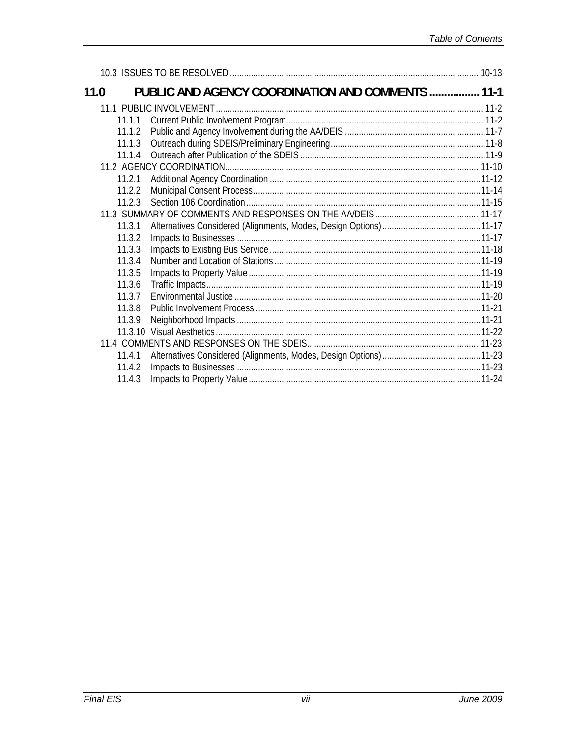10.3 ISSUES TO BE RESOLVED ........................................................................................................ 10-13

**11.0 PUBLIC AND AGENCY COORDINATION AND COMMENTS ................ 11-1**

11.1 PUBLIC INVOLVEMENT ................................................................................................................ 11-2
- 11.1.1 Current Public Involvement Program....................................................................................11-2
- 11.1.2 Public and Agency Involvement during the AA/DEIS ...........................................................11-7
- 11.1.3 Outreach during SDEIS/Preliminary Engineering.................................................................11-8
- 11.1.4 Outreach after Publication of the SDEIS ..............................................................................11-9

11.2 AGENCY COORDINATION........................................................................................................... 11-10
- 11.2.1 Additional Agency Coordination .........................................................................................11-12
- 11.2.2 Municipal Consent Process.................................................................................................11-14
- 11.2.3 Section 106 Coordination....................................................................................................11-15

11.3 SUMMARY OF COMMENTS AND RESPONSES ON THE AA/DEIS ............................................ 11-17
- 11.3.1 Alternatives Considered (Alignments, Modes, Design Options)..........................................11-17
- 11.3.2 Impacts to Businesses ........................................................................................................11-17
- 11.3.3 Impacts to Existing Bus Service..........................................................................................11-18
- 11.3.4 Number and Location of Stations........................................................................................11-19
- 11.3.5 Impacts to Property Value...................................................................................................11-19
- 11.3.6 Traffic Impacts.....................................................................................................................11-19
- 11.3.7 Environmental Justice ........................................................................................................11-20
- 11.3.8 Public Involvement Process ................................................................................................11-21
- 11.3.9 Neighborhood Impacts........................................................................................................11-21
- 11.3.10 Visual Aesthetics................................................................................................................11-22

11.4 COMMENTS AND RESPONSES ON THE SDEIS........................................................................ 11-23
- 11.4.1 Alternatives Considered (Alignments, Modes, Design Options)..........................................11-23
- 11.4.2 Impacts to Businesses ........................................................................................................11-23
- 11.4.3 Impacts to Property Value...................................................................................................11-24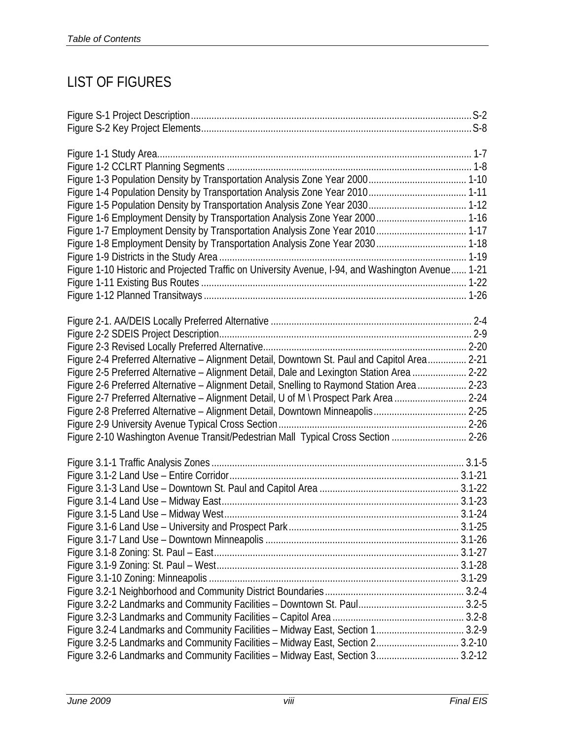# LIST OF FIGURES

Figure S-1 Project Description ........ S-2
Figure S-2 Key Project Elements ........ S-8

Figure 1-1 Study Area ........ 1-7
Figure 1-2 CCLRT Planning Segments ........ 1-8
Figure 1-3 Population Density by Transportation Analysis Zone Year 2000 ........ 1-10
Figure 1-4 Population Density by Transportation Analysis Zone Year 2010 ........ 1-11
Figure 1-5 Population Density by Transportation Analysis Zone Year 2030 ........ 1-12
Figure 1-6 Employment Density by Transportation Analysis Zone Year 2000 ........ 1-16
Figure 1-7 Employment Density by Transportation Analysis Zone Year 2010 ........ 1-17
Figure 1-8 Employment Density by Transportation Analysis Zone Year 2030 ........ 1-18
Figure 1-9 Districts in the Study Area ........ 1-19
Figure 1-10 Historic and Projected Traffic on University Avenue, I-94, and Washington Avenue ........ 1-21
Figure 1-11 Existing Bus Routes ........ 1-22
Figure 1-12 Planned Transitways ........ 1-26

Figure 2-1. AA/DEIS Locally Preferred Alternative ........ 2-4
Figure 2-2 SDEIS Project Description ........ 2-9
Figure 2-3 Revised Locally Preferred Alternative ........ 2-20
Figure 2-4 Preferred Alternative – Alignment Detail, Downtown St. Paul and Capitol Area ........ 2-21
Figure 2-5 Preferred Alternative – Alignment Detail, Dale and Lexington Station Area ........ 2-22
Figure 2-6 Preferred Alternative – Alignment Detail, Snelling to Raymond Station Area ........ 2-23
Figure 2-7 Preferred Alternative – Alignment Detail, U of M \ Prospect Park Area ........ 2-24
Figure 2-8 Preferred Alternative – Alignment Detail, Downtown Minneapolis ........ 2-25
Figure 2-9 University Avenue Typical Cross Section ........ 2-26
Figure 2-10 Washington Avenue Transit/Pedestrian Mall Typical Cross Section ........ 2-26

Figure 3.1-1 Traffic Analysis Zones ........ 3.1-5
Figure 3.1-2 Land Use – Entire Corridor ........ 3.1-21
Figure 3.1-3 Land Use – Downtown St. Paul and Capitol Area ........ 3.1-22
Figure 3.1-4 Land Use – Midway East ........ 3.1-23
Figure 3.1-5 Land Use – Midway West ........ 3.1-24
Figure 3.1-6 Land Use – University and Prospect Park ........ 3.1-25
Figure 3.1-7 Land Use – Downtown Minneapolis ........ 3.1-26
Figure 3.1-8 Zoning: St. Paul – East ........ 3.1-27
Figure 3.1-9 Zoning: St. Paul – West ........ 3.1-28
Figure 3.1-10 Zoning: Minneapolis ........ 3.1-29
Figure 3.2-1 Neighborhood and Community District Boundaries ........ 3.2-4
Figure 3.2-2 Landmarks and Community Facilities – Downtown St. Paul ........ 3.2-5
Figure 3.2-3 Landmarks and Community Facilities – Capitol Area ........ 3.2-8
Figure 3.2-4 Landmarks and Community Facilities – Midway East, Section 1 ........ 3.2-9
Figure 3.2-5 Landmarks and Community Facilities – Midway East, Section 2 ........ 3.2-10
Figure 3.2-6 Landmarks and Community Facilities – Midway East, Section 3 ........ 3.2-12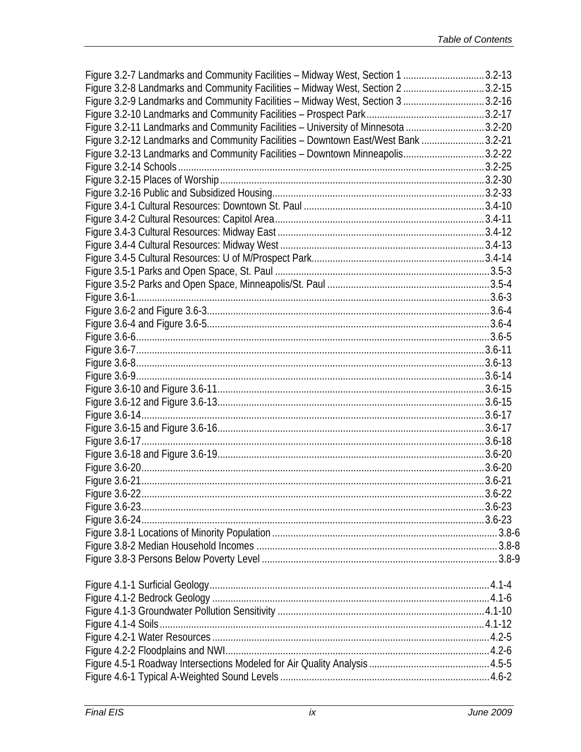Figure 3.2-7 Landmarks and Community Facilities – Midway West, Section 1 ...............................3.2-13
Figure 3.2-8 Landmarks and Community Facilities – Midway West, Section 2 ...............................3.2-15
Figure 3.2-9 Landmarks and Community Facilities – Midway West, Section 3 ...............................3.2-16
Figure 3.2-10 Landmarks and Community Facilities – Prospect Park............................................3.2-17
Figure 3.2-11 Landmarks and Community Facilities – University of Minnesota .............................3.2-20
Figure 3.2-12 Landmarks and Community Facilities – Downtown East/West Bank ........................3.2-21
Figure 3.2-13 Landmarks and Community Facilities – Downtown Minneapolis...............................3.2-22
Figure 3.2-14 Schools....................................................................................................................3.2-25
Figure 3.2-15 Places of Worship....................................................................................................3.2-30
Figure 3.2-16 Public and Subsidized Housing................................................................................3.2-33
Figure 3.4-1 Cultural Resources: Downtown St. Paul ....................................................................3.4-10
Figure 3.4-2 Cultural Resources: Capitol Area...............................................................................3.4-11
Figure 3.4-3 Cultural Resources: Midway East ..............................................................................3.4-12
Figure 3.4-4 Cultural Resources: Midway West .............................................................................3.4-13
Figure 3.4-5 Cultural Resources: U of M/Prospect Park.................................................................3.4-14
Figure 3.5-1 Parks and Open Space, St. Paul .................................................................................3.5-3
Figure 3.5-2 Parks and Open Space, Minneapolis/St. Paul .............................................................3.5-4
Figure 3.6-1.....................................................................................................................................3.6-3
Figure 3.6-2 and Figure 3.6-3...........................................................................................................3.6-4
Figure 3.6-4 and Figure 3.6-5...........................................................................................................3.6-4
Figure 3.6-6.....................................................................................................................................3.6-5
Figure 3.6-7...................................................................................................................................3.6-11
Figure 3.6-8...................................................................................................................................3.6-13
Figure 3.6-9...................................................................................................................................3.6-14
Figure 3.6-10 and Figure 3.6-11.....................................................................................................3.6-15
Figure 3.6-12 and Figure 3.6-13.....................................................................................................3.6-15
Figure 3.6-14.................................................................................................................................3.6-17
Figure 3.6-15 and Figure 3.6-16.....................................................................................................3.6-17
Figure 3.6-17.................................................................................................................................3.6-18
Figure 3.6-18 and Figure 3.6-19.....................................................................................................3.6-20
Figure 3.6-20.................................................................................................................................3.6-20
Figure 3.6-21.................................................................................................................................3.6-21
Figure 3.6-22.................................................................................................................................3.6-22
Figure 3.6-23.................................................................................................................................3.6-23
Figure 3.6-24.................................................................................................................................3.6-23
Figure 3.8-1 Locations of Minority Population ....................................................................................3.8-6
Figure 3.8-2 Median Household Incomes ..........................................................................................3.8-8
Figure 3.8-3 Persons Below Poverty Level ........................................................................................3.8-9

Figure 4.1-1 Surficial Geology..........................................................................................................4.1-4
Figure 4.1-2 Bedrock Geology .........................................................................................................4.1-6
Figure 4.1-3 Groundwater Pollution Sensitivity ..............................................................................4.1-10
Figure 4.1-4 Soils...........................................................................................................................4.1-12
Figure 4.2-1 Water Resources .........................................................................................................4.2-5
Figure 4.2-2 Floodplains and NWI....................................................................................................4.2-6
Figure 4.5-1 Roadway Intersections Modeled for Air Quality Analysis .............................................4.5-5
Figure 4.6-1 Typical A-Weighted Sound Levels ...............................................................................4.6-2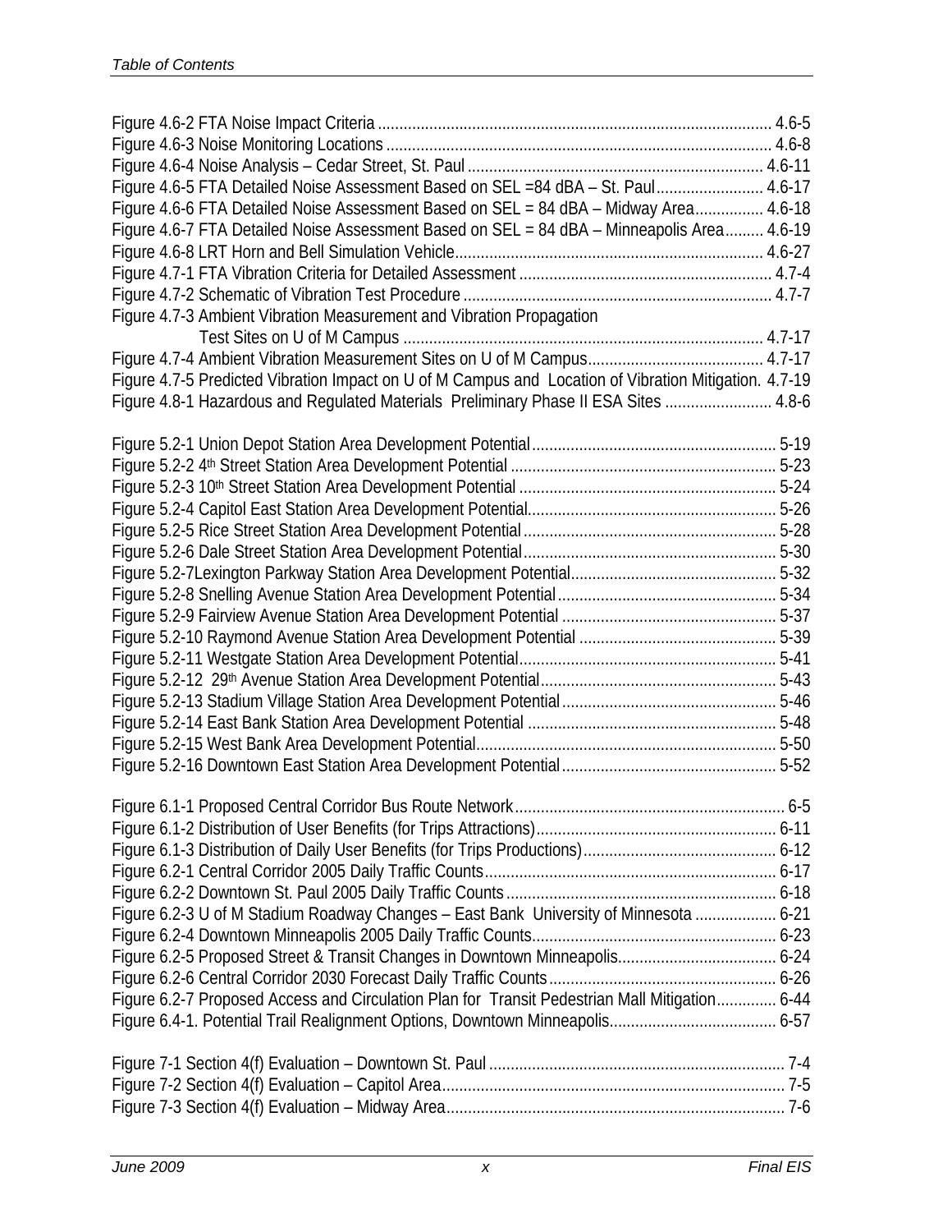Figure 4.6-2 FTA Noise Impact Criteria ........................................................................................... 4.6-5
Figure 4.6-3 Noise Monitoring Locations .......................................................................................... 4.6-8
Figure 4.6-4 Noise Analysis – Cedar Street, St. Paul ..................................................................... 4.6-11
Figure 4.6-5 FTA Detailed Noise Assessment Based on SEL =84 dBA – St. Paul......................... 4.6-17
Figure 4.6-6 FTA Detailed Noise Assessment Based on SEL = 84 dBA – Midway Area................ 4.6-18
Figure 4.6-7 FTA Detailed Noise Assessment Based on SEL = 84 dBA – Minneapolis Area......... 4.6-19
Figure 4.6-8 LRT Horn and Bell Simulation Vehicle....................................................................... 4.6-27
Figure 4.7-1 FTA Vibration Criteria for Detailed Assessment .......................................................... 4.7-4
Figure 4.7-2 Schematic of Vibration Test Procedure ....................................................................... 4.7-7
Figure 4.7-3 Ambient Vibration Measurement and Vibration Propagation
Test Sites on U of M Campus ................................................................................... 4.7-17
Figure 4.7-4 Ambient Vibration Measurement Sites on U of M Campus......................................... 4.7-17
Figure 4.7-5 Predicted Vibration Impact on U of M Campus and Location of Vibration Mitigation. 4.7-19
Figure 4.8-1 Hazardous and Regulated Materials Preliminary Phase II ESA Sites ......................... 4.8-6

Figure 5.2-1 Union Depot Station Area Development Potential ......................................................... 5-19
Figure 5.2-2 4th Street Station Area Development Potential .............................................................. 5-23
Figure 5.2-3 10th Street Station Area Development Potential ............................................................ 5-24
Figure 5.2-4 Capitol East Station Area Development Potential.......................................................... 5-26
Figure 5.2-5 Rice Street Station Area Development Potential ........................................................... 5-28
Figure 5.2-6 Dale Street Station Area Development Potential ........................................................... 5-30
Figure 5.2-7Lexington Parkway Station Area Development Potential................................................ 5-32
Figure 5.2-8 Snelling Avenue Station Area Development Potential ................................................... 5-34
Figure 5.2-9 Fairview Avenue Station Area Development Potential .................................................. 5-37
Figure 5.2-10 Raymond Avenue Station Area Development Potential .............................................. 5-39
Figure 5.2-11 Westgate Station Area Development Potential............................................................ 5-41
Figure 5.2-12 29th Avenue Station Area Development Potential....................................................... 5-43
Figure 5.2-13 Stadium Village Station Area Development Potential .................................................. 5-46
Figure 5.2-14 East Bank Station Area Development Potential .......................................................... 5-48
Figure 5.2-15 West Bank Area Development Potential...................................................................... 5-50
Figure 5.2-16 Downtown East Station Area Development Potential .................................................. 5-52

Figure 6.1-1 Proposed Central Corridor Bus Route Network............................................................... 6-5
Figure 6.1-2 Distribution of User Benefits (for Trips Attractions)........................................................ 6-11
Figure 6.1-3 Distribution of Daily User Benefits (for Trips Productions)............................................. 6-12
Figure 6.2-1 Central Corridor 2005 Daily Traffic Counts.................................................................... 6-17
Figure 6.2-2 Downtown St. Paul 2005 Daily Traffic Counts ............................................................... 6-18
Figure 6.2-3 U of M Stadium Roadway Changes – East Bank University of Minnesota ................... 6-21
Figure 6.2-4 Downtown Minneapolis 2005 Daily Traffic Counts......................................................... 6-23
Figure 6.2-5 Proposed Street & Transit Changes in Downtown Minneapolis..................................... 6-24
Figure 6.2-6 Central Corridor 2030 Forecast Daily Traffic Counts ..................................................... 6-26
Figure 6.2-7 Proposed Access and Circulation Plan for Transit Pedestrian Mall Mitigation.............. 6-44
Figure 6.4-1. Potential Trail Realignment Options, Downtown Minneapolis....................................... 6-57

Figure 7-1 Section 4(f) Evaluation – Downtown St. Paul ..................................................................... 7-4
Figure 7-2 Section 4(f) Evaluation – Capitol Area................................................................................ 7-5
Figure 7-3 Section 4(f) Evaluation – Midway Area............................................................................... 7-6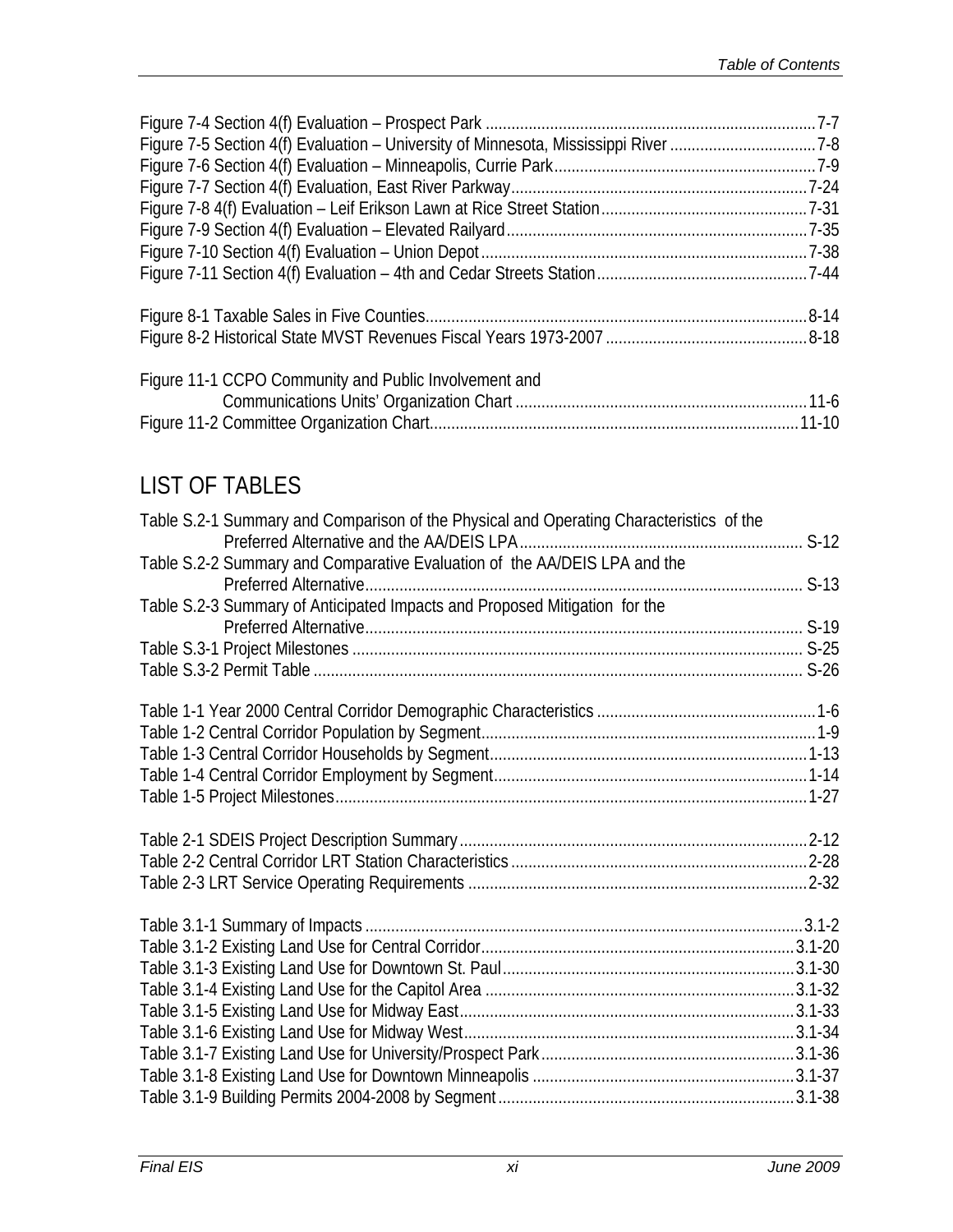Figure 7-4 Section 4(f) Evaluation – Prospect Park ....................................................................................7-7
Figure 7-5 Section 4(f) Evaluation – University of Minnesota, Mississippi River ..................................7-8
Figure 7-6 Section 4(f) Evaluation – Minneapolis, Currie Park.............................................................7-9
Figure 7-7 Section 4(f) Evaluation, East River Parkway.....................................................................7-24
Figure 7-8 4(f) Evaluation – Leif Erikson Lawn at Rice Street Station................................................7-31
Figure 7-9 Section 4(f) Evaluation – Elevated Railyard......................................................................7-35
Figure 7-10 Section 4(f) Evaluation – Union Depot............................................................................7-38
Figure 7-11 Section 4(f) Evaluation – 4th and Cedar Streets Station.................................................7-44

Figure 8-1 Taxable Sales in Five Counties........................................................................................8-14
Figure 8-2 Historical State MVST Revenues Fiscal Years 1973-2007 ...............................................8-18

Figure 11-1 CCPO Community and Public Involvement and
Communications Units' Organization Chart ....................................................................11-6
Figure 11-2 Committee Organization Chart.....................................................................................11-10

## LIST OF TABLES

Table S.2-1 Summary and Comparison of the Physical and Operating Characteristics of the
Preferred Alternative and the AA/DEIS LPA.................................................................. S-12
Table S.2-2 Summary and Comparative Evaluation of the AA/DEIS LPA and the
Preferred Alternative..................................................................................................... S-13
Table S.2-3 Summary of Anticipated Impacts and Proposed Mitigation for the
Preferred Alternative..................................................................................................... S-19
Table S.3-1 Project Milestones ........................................................................................................ S-25
Table S.3-2 Permit Table ................................................................................................................. S-26

Table 1-1 Year 2000 Central Corridor Demographic Characteristics ...................................................1-6
Table 1-2 Central Corridor Population by Segment.............................................................................1-9
Table 1-3 Central Corridor Households by Segment.........................................................................1-13
Table 1-4 Central Corridor Employment by Segment........................................................................1-14
Table 1-5 Project Milestones............................................................................................................1-27

Table 2-1 SDEIS Project Description Summary................................................................................2-12
Table 2-2 Central Corridor LRT Station Characteristics....................................................................2-28
Table 2-3 LRT Service Operating Requirements ..............................................................................2-32

Table 3.1-1 Summary of Impacts .....................................................................................................3.1-2
Table 3.1-2 Existing Land Use for Central Corridor.........................................................................3.1-20
Table 3.1-3 Existing Land Use for Downtown St. Paul....................................................................3.1-30
Table 3.1-4 Existing Land Use for the Capitol Area ........................................................................3.1-32
Table 3.1-5 Existing Land Use for Midway East..............................................................................3.1-33
Table 3.1-6 Existing Land Use for Midway West.............................................................................3.1-34
Table 3.1-7 Existing Land Use for University/Prospect Park............................................................3.1-36
Table 3.1-8 Existing Land Use for Downtown Minneapolis .............................................................3.1-37
Table 3.1-9 Building Permits 2004-2008 by Segment.....................................................................3.1-38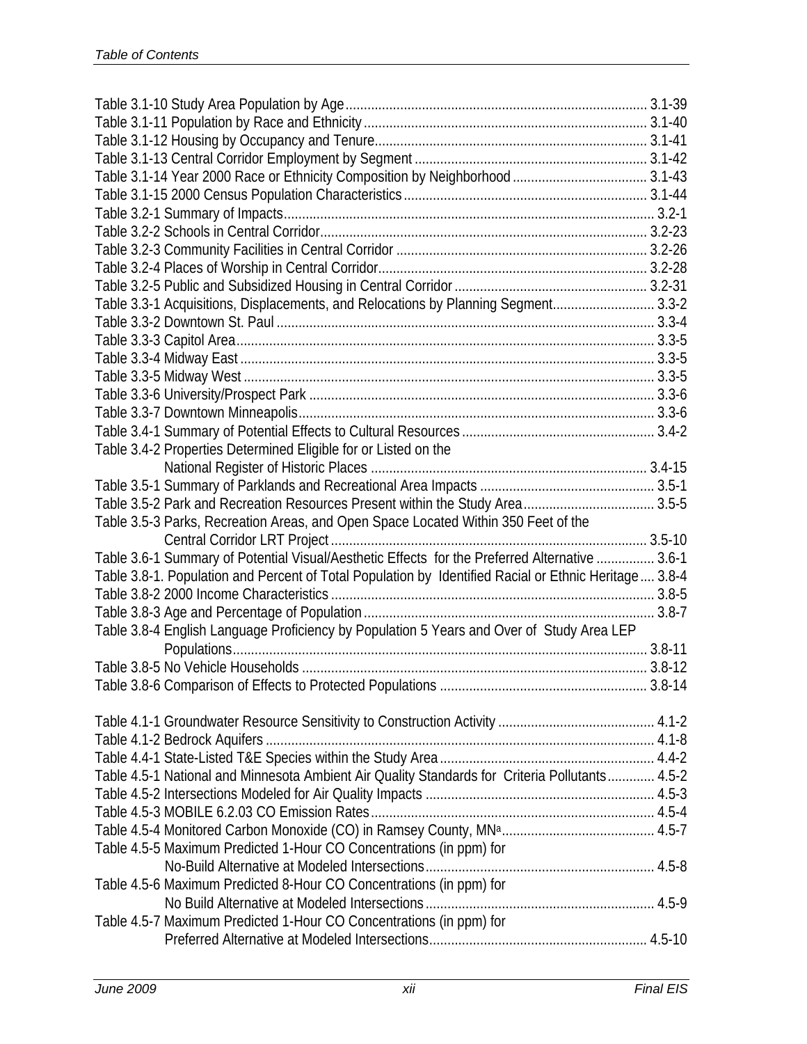Table 3.1-10 Study Area Population by Age ... 3.1-39
Table 3.1-11 Population by Race and Ethnicity ... 3.1-40
Table 3.1-12 Housing by Occupancy and Tenure ... 3.1-41
Table 3.1-13 Central Corridor Employment by Segment ... 3.1-42
Table 3.1-14 Year 2000 Race or Ethnicity Composition by Neighborhood ... 3.1-43
Table 3.1-15 2000 Census Population Characteristics ... 3.1-44
Table 3.2-1 Summary of Impacts ... 3.2-1
Table 3.2-2 Schools in Central Corridor ... 3.2-23
Table 3.2-3 Community Facilities in Central Corridor ... 3.2-26
Table 3.2-4 Places of Worship in Central Corridor ... 3.2-28
Table 3.2-5 Public and Subsidized Housing in Central Corridor ... 3.2-31
Table 3.3-1 Acquisitions, Displacements, and Relocations by Planning Segment ... 3.3-2
Table 3.3-2 Downtown St. Paul ... 3.3-4
Table 3.3-3 Capitol Area ... 3.3-5
Table 3.3-4 Midway East ... 3.3-5
Table 3.3-5 Midway West ... 3.3-5
Table 3.3-6 University/Prospect Park ... 3.3-6
Table 3.3-7 Downtown Minneapolis ... 3.3-6
Table 3.4-1 Summary of Potential Effects to Cultural Resources ... 3.4-2
Table 3.4-2 Properties Determined Eligible for or Listed on the National Register of Historic Places ... 3.4-15
Table 3.5-1 Summary of Parklands and Recreational Area Impacts ... 3.5-1
Table 3.5-2 Park and Recreation Resources Present within the Study Area ... 3.5-5
Table 3.5-3 Parks, Recreation Areas, and Open Space Located Within 350 Feet of the Central Corridor LRT Project ... 3.5-10
Table 3.6-1 Summary of Potential Visual/Aesthetic Effects for the Preferred Alternative ... 3.6-1
Table 3.8-1. Population and Percent of Total Population by Identified Racial or Ethnic Heritage ... 3.8-4
Table 3.8-2 2000 Income Characteristics ... 3.8-5
Table 3.8-3 Age and Percentage of Population ... 3.8-7
Table 3.8-4 English Language Proficiency by Population 5 Years and Over of Study Area LEP Populations ... 3.8-11
Table 3.8-5 No Vehicle Households ... 3.8-12
Table 3.8-6 Comparison of Effects to Protected Populations ... 3.8-14

Table 4.1-1 Groundwater Resource Sensitivity to Construction Activity ... 4.1-2
Table 4.1-2 Bedrock Aquifers ... 4.1-8
Table 4.4-1 State-Listed T&E Species within the Study Area ... 4.4-2
Table 4.5-1 National and Minnesota Ambient Air Quality Standards for Criteria Pollutants ... 4.5-2
Table 4.5-2 Intersections Modeled for Air Quality Impacts ... 4.5-3
Table 4.5-3 MOBILE 6.2.03 CO Emission Rates ... 4.5-4
Table 4.5-4 Monitored Carbon Monoxide (CO) in Ramsey County, MN[a] ... 4.5-7
Table 4.5-5 Maximum Predicted 1-Hour CO Concentrations (in ppm) for No-Build Alternative at Modeled Intersections ... 4.5-8
Table 4.5-6 Maximum Predicted 8-Hour CO Concentrations (in ppm) for No Build Alternative at Modeled Intersections ... 4.5-9
Table 4.5-7 Maximum Predicted 1-Hour CO Concentrations (in ppm) for Preferred Alternative at Modeled Intersections ... 4.5-10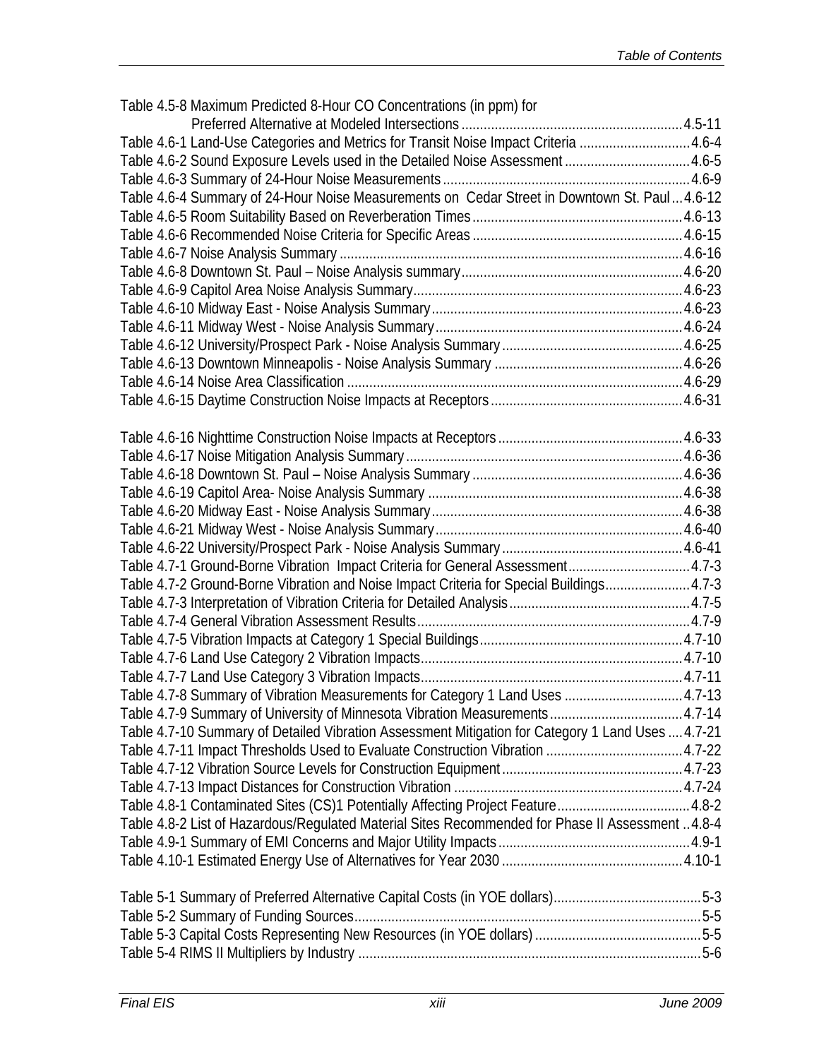Table 4.5-8 Maximum Predicted 8-Hour CO Concentrations (in ppm) for Preferred Alternative at Modeled Intersections ............ 4.5-11
Table 4.6-1 Land-Use Categories and Metrics for Transit Noise Impact Criteria ............ 4.6-4
Table 4.6-2 Sound Exposure Levels used in the Detailed Noise Assessment ............ 4.6-5
Table 4.6-3 Summary of 24-Hour Noise Measurements ............ 4.6-9
Table 4.6-4 Summary of 24-Hour Noise Measurements on Cedar Street in Downtown St. Paul ... 4.6-12
Table 4.6-5 Room Suitability Based on Reverberation Times ............ 4.6-13
Table 4.6-6 Recommended Noise Criteria for Specific Areas ............ 4.6-15
Table 4.6-7 Noise Analysis Summary ............ 4.6-16
Table 4.6-8 Downtown St. Paul – Noise Analysis summary ............ 4.6-20
Table 4.6-9 Capitol Area Noise Analysis Summary ............ 4.6-23
Table 4.6-10 Midway East - Noise Analysis Summary ............ 4.6-23
Table 4.6-11 Midway West - Noise Analysis Summary ............ 4.6-24
Table 4.6-12 University/Prospect Park - Noise Analysis Summary ............ 4.6-25
Table 4.6-13 Downtown Minneapolis - Noise Analysis Summary ............ 4.6-26
Table 4.6-14 Noise Area Classification ............ 4.6-29
Table 4.6-15 Daytime Construction Noise Impacts at Receptors ............ 4.6-31

Table 4.6-16 Nighttime Construction Noise Impacts at Receptors ............ 4.6-33
Table 4.6-17 Noise Mitigation Analysis Summary ............ 4.6-36
Table 4.6-18 Downtown St. Paul – Noise Analysis Summary ............ 4.6-36
Table 4.6-19 Capitol Area- Noise Analysis Summary ............ 4.6-38
Table 4.6-20 Midway East - Noise Analysis Summary ............ 4.6-38
Table 4.6-21 Midway West - Noise Analysis Summary ............ 4.6-40
Table 4.6-22 University/Prospect Park - Noise Analysis Summary ............ 4.6-41
Table 4.7-1 Ground-Borne Vibration Impact Criteria for General Assessment ............ 4.7-3
Table 4.7-2 Ground-Borne Vibration and Noise Impact Criteria for Special Buildings ............ 4.7-3
Table 4.7-3 Interpretation of Vibration Criteria for Detailed Analysis ............ 4.7-5
Table 4.7-4 General Vibration Assessment Results ............ 4.7-9
Table 4.7-5 Vibration Impacts at Category 1 Special Buildings ............ 4.7-10
Table 4.7-6 Land Use Category 2 Vibration Impacts ............ 4.7-10
Table 4.7-7 Land Use Category 3 Vibration Impacts ............ 4.7-11
Table 4.7-8 Summary of Vibration Measurements for Category 1 Land Uses ............ 4.7-13
Table 4.7-9 Summary of University of Minnesota Vibration Measurements ............ 4.7-14
Table 4.7-10 Summary of Detailed Vibration Assessment Mitigation for Category 1 Land Uses .... 4.7-21
Table 4.7-11 Impact Thresholds Used to Evaluate Construction Vibration ............ 4.7-22
Table 4.7-12 Vibration Source Levels for Construction Equipment ............ 4.7-23
Table 4.7-13 Impact Distances for Construction Vibration ............ 4.7-24
Table 4.8-1 Contaminated Sites (CS)1 Potentially Affecting Project Feature ............ 4.8-2
Table 4.8-2 List of Hazardous/Regulated Material Sites Recommended for Phase II Assessment .. 4.8-4
Table 4.9-1 Summary of EMI Concerns and Major Utility Impacts ............ 4.9-1
Table 4.10-1 Estimated Energy Use of Alternatives for Year 2030 ............ 4.10-1

Table 5-1 Summary of Preferred Alternative Capital Costs (in YOE dollars) ............ 5-3
Table 5-2 Summary of Funding Sources ............ 5-5
Table 5-3 Capital Costs Representing New Resources (in YOE dollars) ............ 5-5
Table 5-4 RIMS II Multipliers by Industry ............ 5-6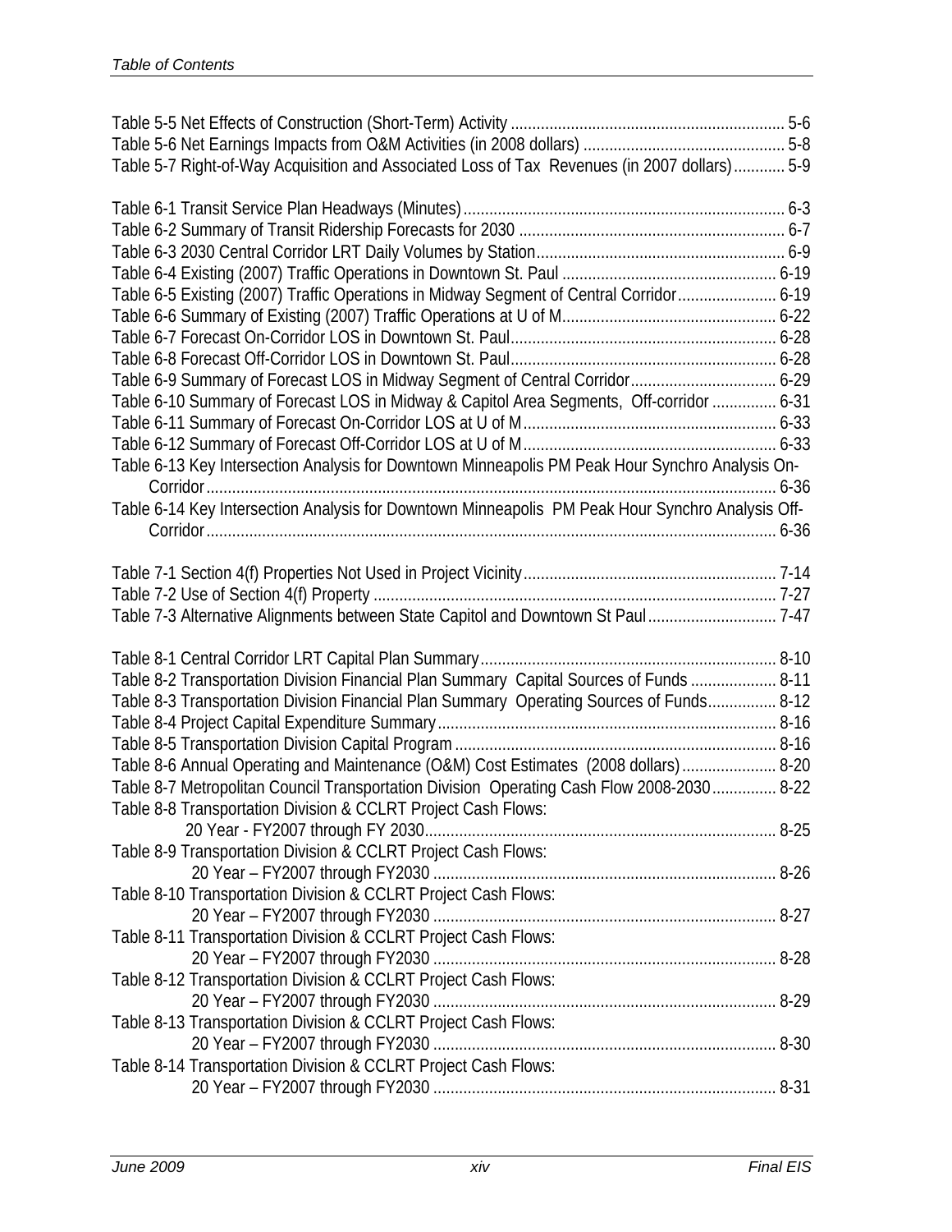Table 5-5 Net Effects of Construction (Short-Term) Activity ............................................................... 5-6
Table 5-6 Net Earnings Impacts from O&M Activities (in 2008 dollars) .............................................. 5-8
Table 5-7 Right-of-Way Acquisition and Associated Loss of Tax Revenues (in 2007 dollars)............ 5-9

Table 6-1 Transit Service Plan Headways (Minutes).......................................................................... 6-3
Table 6-2 Summary of Transit Ridership Forecasts for 2030 ............................................................. 6-7
Table 6-3 2030 Central Corridor LRT Daily Volumes by Station......................................................... 6-9
Table 6-4 Existing (2007) Traffic Operations in Downtown St. Paul ................................................. 6-19
Table 6-5 Existing (2007) Traffic Operations in Midway Segment of Central Corridor....................... 6-19
Table 6-6 Summary of Existing (2007) Traffic Operations at U of M................................................. 6-22
Table 6-7 Forecast On-Corridor LOS in Downtown St. Paul............................................................. 6-28
Table 6-8 Forecast Off-Corridor LOS in Downtown St. Paul............................................................. 6-28
Table 6-9 Summary of Forecast LOS in Midway Segment of Central Corridor.................................. 6-29
Table 6-10 Summary of Forecast LOS in Midway & Capitol Area Segments, Off-corridor ............... 6-31
Table 6-11 Summary of Forecast On-Corridor LOS at U of M.......................................................... 6-33
Table 6-12 Summary of Forecast Off-Corridor LOS at U of M.......................................................... 6-33
Table 6-13 Key Intersection Analysis for Downtown Minneapolis PM Peak Hour Synchro Analysis On-Corridor .................................................................................................................................. 6-36
Table 6-14 Key Intersection Analysis for Downtown Minneapolis PM Peak Hour Synchro Analysis Off-Corridor .................................................................................................................................. 6-36

Table 7-1 Section 4(f) Properties Not Used in Project Vicinity.......................................................... 7-14
Table 7-2 Use of Section 4(f) Property ............................................................................................ 7-27
Table 7-3 Alternative Alignments between State Capitol and Downtown St Paul.............................. 7-47

Table 8-1 Central Corridor LRT Capital Plan Summary.................................................................... 8-10
Table 8-2 Transportation Division Financial Plan Summary Capital Sources of Funds .................... 8-11
Table 8-3 Transportation Division Financial Plan Summary Operating Sources of Funds................ 8-12
Table 8-4 Project Capital Expenditure Summary............................................................................. 8-16
Table 8-5 Transportation Division Capital Program .......................................................................... 8-16
Table 8-6 Annual Operating and Maintenance (O&M) Cost Estimates (2008 dollars)...................... 8-20
Table 8-7 Metropolitan Council Transportation Division Operating Cash Flow 2008-2030............... 8-22
Table 8-8 Transportation Division & CCLRT Project Cash Flows:
20 Year - FY2007 through FY 2030................................................................................. 8-25
Table 8-9 Transportation Division & CCLRT Project Cash Flows:
20 Year – FY2007 through FY2030 ............................................................................... 8-26
Table 8-10 Transportation Division & CCLRT Project Cash Flows:
20 Year – FY2007 through FY2030 ............................................................................... 8-27
Table 8-11 Transportation Division & CCLRT Project Cash Flows:
20 Year – FY2007 through FY2030 ............................................................................... 8-28
Table 8-12 Transportation Division & CCLRT Project Cash Flows:
20 Year – FY2007 through FY2030 ............................................................................... 8-29
Table 8-13 Transportation Division & CCLRT Project Cash Flows:
20 Year – FY2007 through FY2030 ............................................................................... 8-30
Table 8-14 Transportation Division & CCLRT Project Cash Flows:
20 Year – FY2007 through FY2030 ............................................................................... 8-31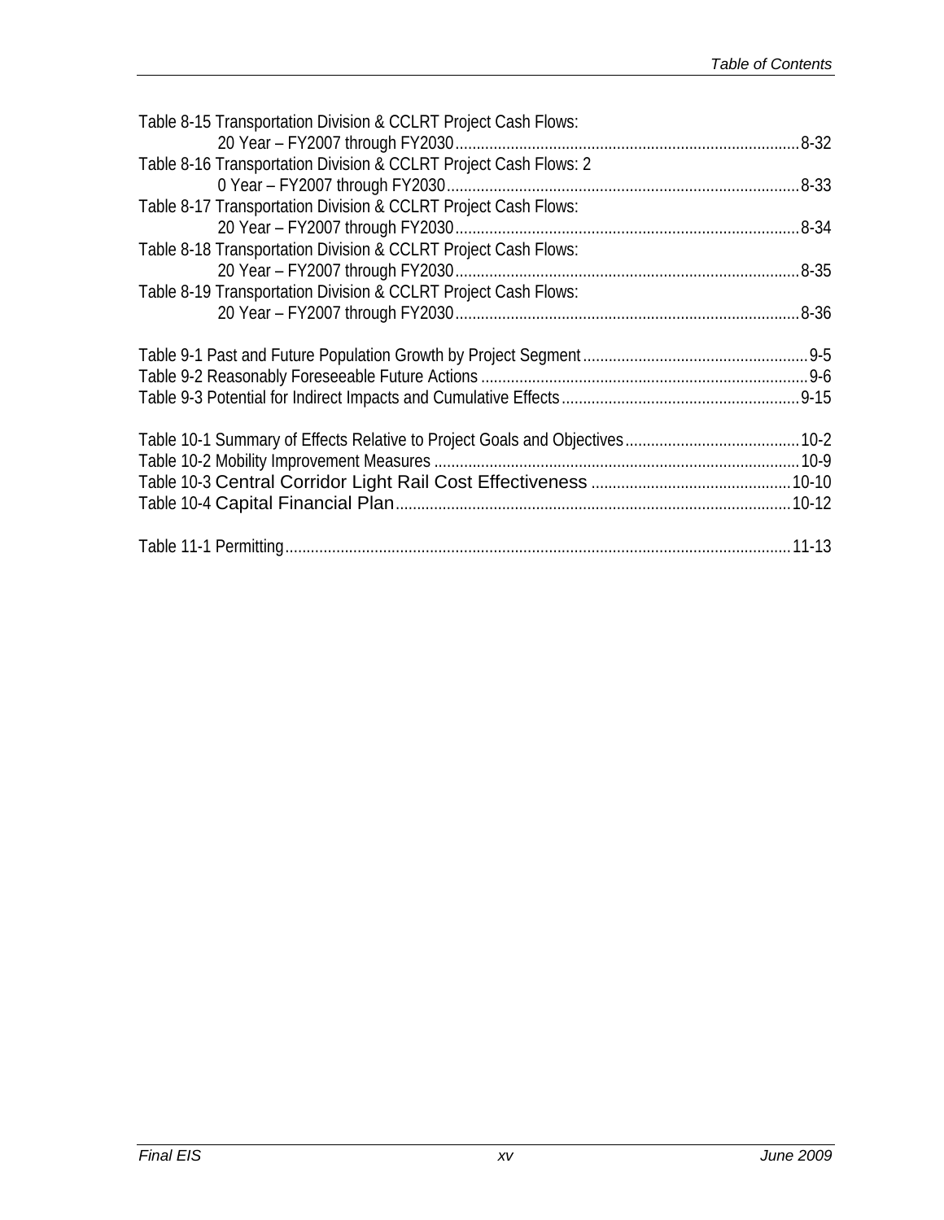Table 8-15 Transportation Division & CCLRT Project Cash Flows:
20 Year – FY2007 through FY2030 ........ 8-32

Table 8-16 Transportation Division & CCLRT Project Cash Flows: 2
0 Year – FY2007 through FY2030 ........ 8-33

Table 8-17 Transportation Division & CCLRT Project Cash Flows:
20 Year – FY2007 through FY2030 ........ 8-34

Table 8-18 Transportation Division & CCLRT Project Cash Flows:
20 Year – FY2007 through FY2030 ........ 8-35

Table 8-19 Transportation Division & CCLRT Project Cash Flows:
20 Year – FY2007 through FY2030 ........ 8-36

Table 9-1 Past and Future Population Growth by Project Segment ........ 9-5

Table 9-2 Reasonably Foreseeable Future Actions ........ 9-6

Table 9-3 Potential for Indirect Impacts and Cumulative Effects ........ 9-15

Table 10-1 Summary of Effects Relative to Project Goals and Objectives ........ 10-2

Table 10-2 Mobility Improvement Measures ........ 10-9

Table 10-3 Central Corridor Light Rail Cost Effectiveness ........ 10-10

Table 10-4 Capital Financial Plan ........ 10-12

Table 11-1 Permitting ........ 11-13